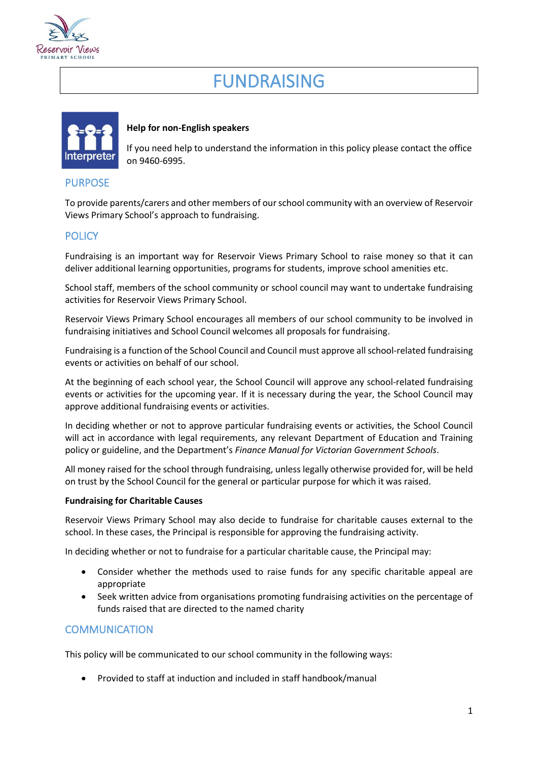# FUNDRAISING

**Help for non-English speakers**

If you need help to understand the information in this policy please contact the office on 9460-6995.

## PURPOSE

To provide parents/carers and other members of our school community with an overview of Reservoir Views Primary School's approach to fundraising.

## POLICY

Fundraising is an important way for Reservoir Views Primary School to raise money so that it can deliver additional learning opportunities, programs for students, improve school amenities etc.

School staff, members of the school community or school council may want to undertake fundraising activities for Reservoir Views Primary School.

Reservoir Views Primary School encourages all members of our school community to be involved in fundraising initiatives and School Council welcomes all proposals for fundraising.

Fundraising is a function of the School Council and Council must approve all school-related fundraising events or activities on behalf of our school.

At the beginning of each school year, the School Council will approve any school-related fundraising events or activities for the upcoming year. If it is necessary during the year, the School Council may approve additional fundraising events or activities.

In deciding whether or not to approve particular fundraising events or activities, the School Council will act in accordance with legal requirements, any relevant Department of Education and Training policy or guideline, and the Department's *Finance Manual for Victorian Government Schools*.

All money raised for the school through fundraising, unless legally otherwise provided for, will be held on trust by the School Council for the general or particular purpose for which it was raised.

**Fundraising for Charitable Causes**

Reservoir Views Primary School may also decide to fundraise for charitable causes external to the school. In these cases, the Principal is responsible for approving the fundraising activity.

In deciding whether or not to fundraise for a particular charitable cause, the Principal may:

- Consider whether the methods used to raise funds for any specific charitable appeal are appropriate
- Seek written advice from organisations promoting fundraising activities on the percentage of funds raised that are directed to the named charity

## COMMUNICATION

This policy will be communicated to our school community in the following ways:

- Provided to staff at induction and included in staff handbook/manual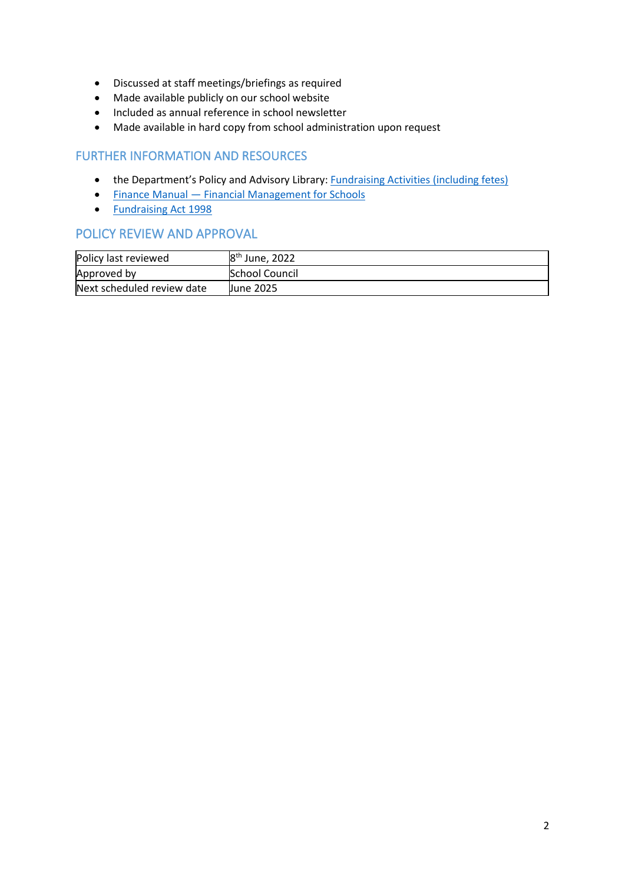- Discussed at staff meetings/briefings as required
- Made available publicly on our school website
- Included as annual reference in school newsletter
- Made available in hard copy from school administration upon request

## FURTHER INFORMATION AND RESOURCES

- the Department's Policy and Advisory Library: Fundraising Activities (including fetes)
- Finance Manual — Financial Management for Schools
- Fundraising Act 1998

## POLICY REVIEW AND APPROVAL

| | |
|---|---|
| Policy last reviewed | 8th June, 2022 |
| Approved by | School Council |
| Next scheduled review date | June 2025 |